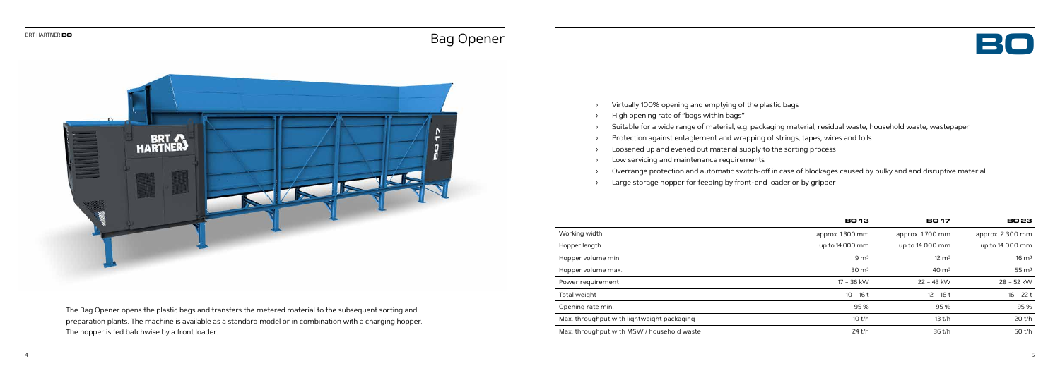# Bag Opener

The Bag Opener opens the plastic bags and transfers the metered material to the subsequent sorting and preparation plants. The machine is available as a standard model or in combination with a charging hopper. The hopper is fed batchwise by a front loader.

- Virtually 100% opening and emptying of the plastic bags
- High opening rate of "bags within bags"
- Suitable for a wide range of material, e.g. packaging material, residual waste, household waste, wastepaper
- Protection against entaglement and wrapping of strings, tapes, wires and foils
- Loosened up and evened out material supply to the sorting process
- Low servicing and maintenance requirements
- Overrange protection and automatic switch-off in case of blockages caused by bulky and and disruptive material
- Large storage hopper for feeding by front-end loader or by gripper

| | BO 13 | BO 17 | BO 23 |
|---|---|---|---|
| Working width | approx. 1.300 mm | approx. 1.700 mm | approx. 2.300 mm |
| Hopper length | up to 14.000 mm | up to 14.000 mm | up to 14.000 mm |
| Hopper volume min. | 9 $m^3$ | 12 $m^3$ | 16 $m^3$ |
| Hopper volume max. | 30 $m^3$ | 40 $m^3$ | 55 $m^3$ |
| Power requirement | 17 – 36 kW | 22 – 43 kW | 28 – 52 kW |
| Total weight | 10 – 16 t | 12 – 18 t | 16 – 22 t |
| Opening rate min. | 95 % | 95 % | 95 % |
| Max. throughput with lightweight packaging | 10 t/h | 13 t/h | 20 t/h |
| Max. throughput with MSW / household waste | 24 t/h | 36 t/h | 50 t/h |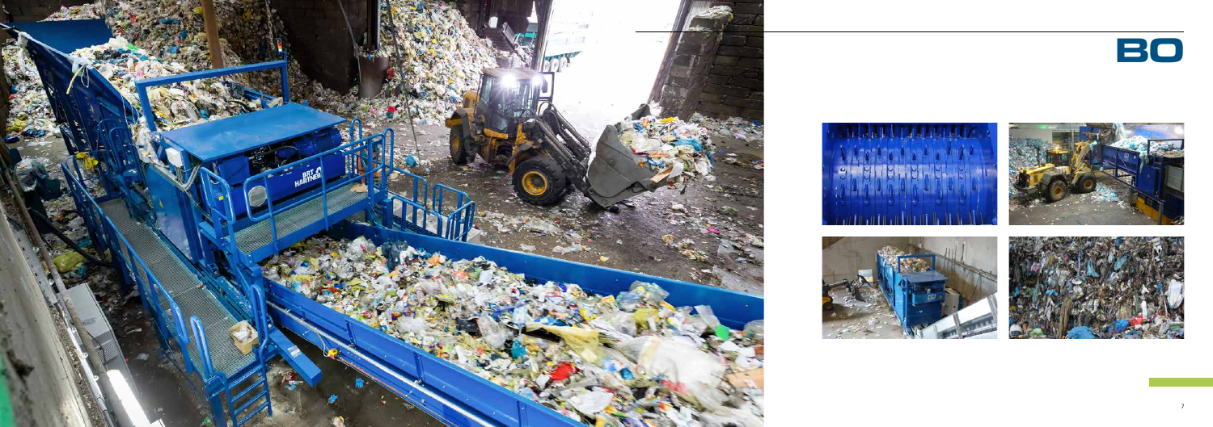# BO